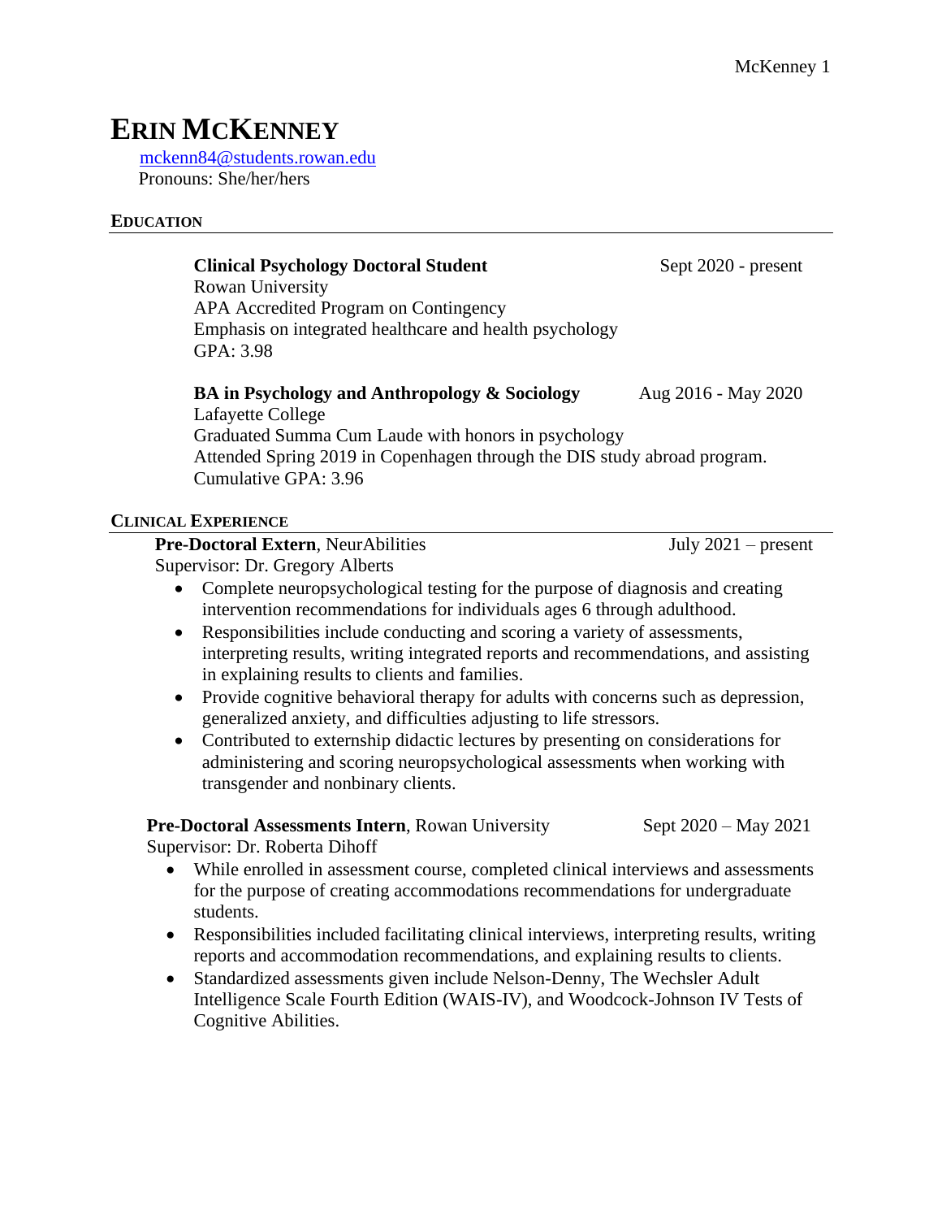# ERIN MCKENNEY

mckenn84@students.rowan.edu
Pronouns: She/her/hers

## EDUCATION

**Clinical Psychology Doctoral Student** Sept 2020 - present
Rowan University
APA Accredited Program on Contingency
Emphasis on integrated healthcare and health psychology
GPA: 3.98

**BA in Psychology and Anthropology & Sociology** Aug 2016 - May 2020
Lafayette College
Graduated Summa Cum Laude with honors in psychology
Attended Spring 2019 in Copenhagen through the DIS study abroad program.
Cumulative GPA: 3.96

## CLINICAL EXPERIENCE

**Pre-Doctoral Extern**, NeurAbilities July 2021 – present
Supervisor: Dr. Gregory Alberts

- Complete neuropsychological testing for the purpose of diagnosis and creating intervention recommendations for individuals ages 6 through adulthood.
- Responsibilities include conducting and scoring a variety of assessments, interpreting results, writing integrated reports and recommendations, and assisting in explaining results to clients and families.
- Provide cognitive behavioral therapy for adults with concerns such as depression, generalized anxiety, and difficulties adjusting to life stressors.
- Contributed to externship didactic lectures by presenting on considerations for administering and scoring neuropsychological assessments when working with transgender and nonbinary clients.

**Pre-Doctoral Assessments Intern**, Rowan University Sept 2020 – May 2021
Supervisor: Dr. Roberta Dihoff

- While enrolled in assessment course, completed clinical interviews and assessments for the purpose of creating accommodations recommendations for undergraduate students.
- Responsibilities included facilitating clinical interviews, interpreting results, writing reports and accommodation recommendations, and explaining results to clients.
- Standardized assessments given include Nelson-Denny, The Wechsler Adult Intelligence Scale Fourth Edition (WAIS-IV), and Woodcock-Johnson IV Tests of Cognitive Abilities.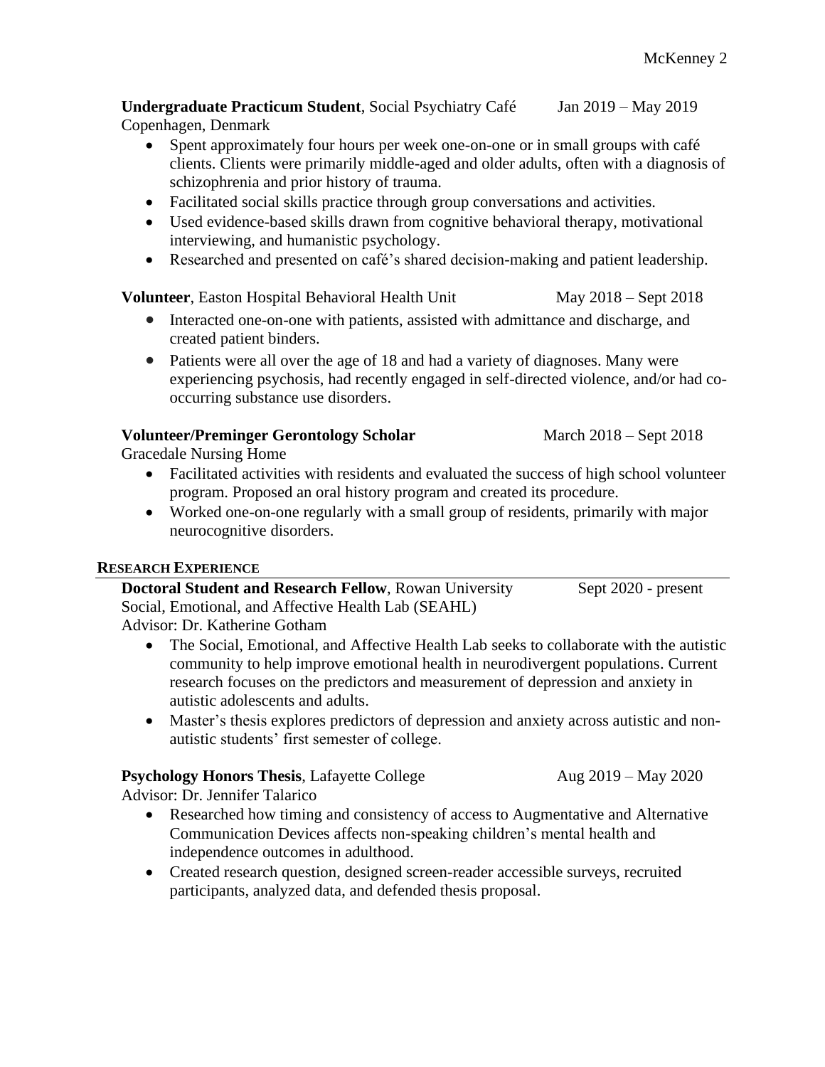**Undergraduate Practicum Student**, Social Psychiatry Café Jan 2019 – May 2019
Copenhagen, Denmark

- Spent approximately four hours per week one-on-one or in small groups with café clients. Clients were primarily middle-aged and older adults, often with a diagnosis of schizophrenia and prior history of trauma.
- Facilitated social skills practice through group conversations and activities.
- Used evidence-based skills drawn from cognitive behavioral therapy, motivational interviewing, and humanistic psychology.
- Researched and presented on café's shared decision-making and patient leadership.

**Volunteer**, Easton Hospital Behavioral Health Unit May 2018 – Sept 2018

- Interacted one-on-one with patients, assisted with admittance and discharge, and created patient binders.
- Patients were all over the age of 18 and had a variety of diagnoses. Many were experiencing psychosis, had recently engaged in self-directed violence, and/or had co-occurring substance use disorders.

**Volunteer/Preminger Gerontology Scholar** March 2018 – Sept 2018
Gracedale Nursing Home

- Facilitated activities with residents and evaluated the success of high school volunteer program. Proposed an oral history program and created its procedure.
- Worked one-on-one regularly with a small group of residents, primarily with major neurocognitive disorders.

## RESEARCH EXPERIENCE

**Doctoral Student and Research Fellow**, Rowan University Sept 2020 - present
Social, Emotional, and Affective Health Lab (SEAHL)
Advisor: Dr. Katherine Gotham

- The Social, Emotional, and Affective Health Lab seeks to collaborate with the autistic community to help improve emotional health in neurodivergent populations. Current research focuses on the predictors and measurement of depression and anxiety in autistic adolescents and adults.
- Master's thesis explores predictors of depression and anxiety across autistic and non-autistic students' first semester of college.

**Psychology Honors Thesis**, Lafayette College Aug 2019 – May 2020
Advisor: Dr. Jennifer Talarico

- Researched how timing and consistency of access to Augmentative and Alternative Communication Devices affects non-speaking children's mental health and independence outcomes in adulthood.
- Created research question, designed screen-reader accessible surveys, recruited participants, analyzed data, and defended thesis proposal.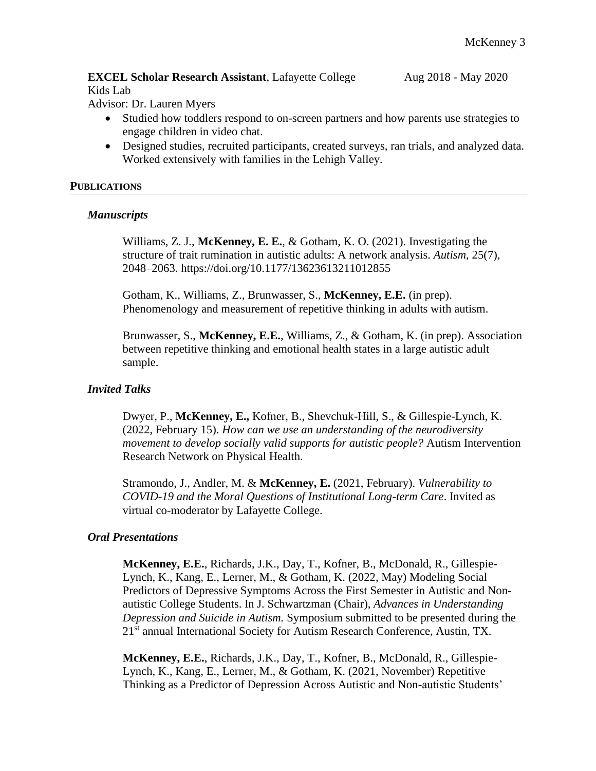**EXCEL Scholar Research Assistant**, Lafayette College Aug 2018 - May 2020
Kids Lab
Advisor: Dr. Lauren Myers

- Studied how toddlers respond to on-screen partners and how parents use strategies to engage children in video chat.
- Designed studies, recruited participants, created surveys, ran trials, and analyzed data. Worked extensively with families in the Lehigh Valley.

## PUBLICATIONS

### *Manuscripts*

Williams, Z. J., **McKenney, E. E.**, & Gotham, K. O. (2021). Investigating the structure of trait rumination in autistic adults: A network analysis. *Autism*, 25(7), 2048–2063. https://doi.org/10.1177/13623613211012855

Gotham, K., Williams, Z., Brunwasser, S., **McKenney, E.E.** (in prep). Phenomenology and measurement of repetitive thinking in adults with autism.

Brunwasser, S., **McKenney, E.E.**, Williams, Z., & Gotham, K. (in prep). Association between repetitive thinking and emotional health states in a large autistic adult sample.

### *Invited Talks*

Dwyer, P., **McKenney, E.,** Kofner, B., Shevchuk-Hill, S., & Gillespie-Lynch, K. (2022, February 15). *How can we use an understanding of the neurodiversity movement to develop socially valid supports for autistic people?* Autism Intervention Research Network on Physical Health.

Stramondo, J., Andler, M. & **McKenney, E.** (2021, February). *Vulnerability to COVID-19 and the Moral Questions of Institutional Long-term Care*. Invited as virtual co-moderator by Lafayette College.

### *Oral Presentations*

**McKenney, E.E.**, Richards, J.K., Day, T., Kofner, B., McDonald, R., Gillespie-Lynch, K., Kang, E., Lerner, M., & Gotham, K. (2022, May) Modeling Social Predictors of Depressive Symptoms Across the First Semester in Autistic and Non-autistic College Students. In J. Schwartzman (Chair), *Advances in Understanding Depression and Suicide in Autism.* Symposium submitted to be presented during the 21st annual International Society for Autism Research Conference, Austin, TX.

**McKenney, E.E.**, Richards, J.K., Day, T., Kofner, B., McDonald, R., Gillespie-Lynch, K., Kang, E., Lerner, M., & Gotham, K. (2021, November) Repetitive Thinking as a Predictor of Depression Across Autistic and Non-autistic Students'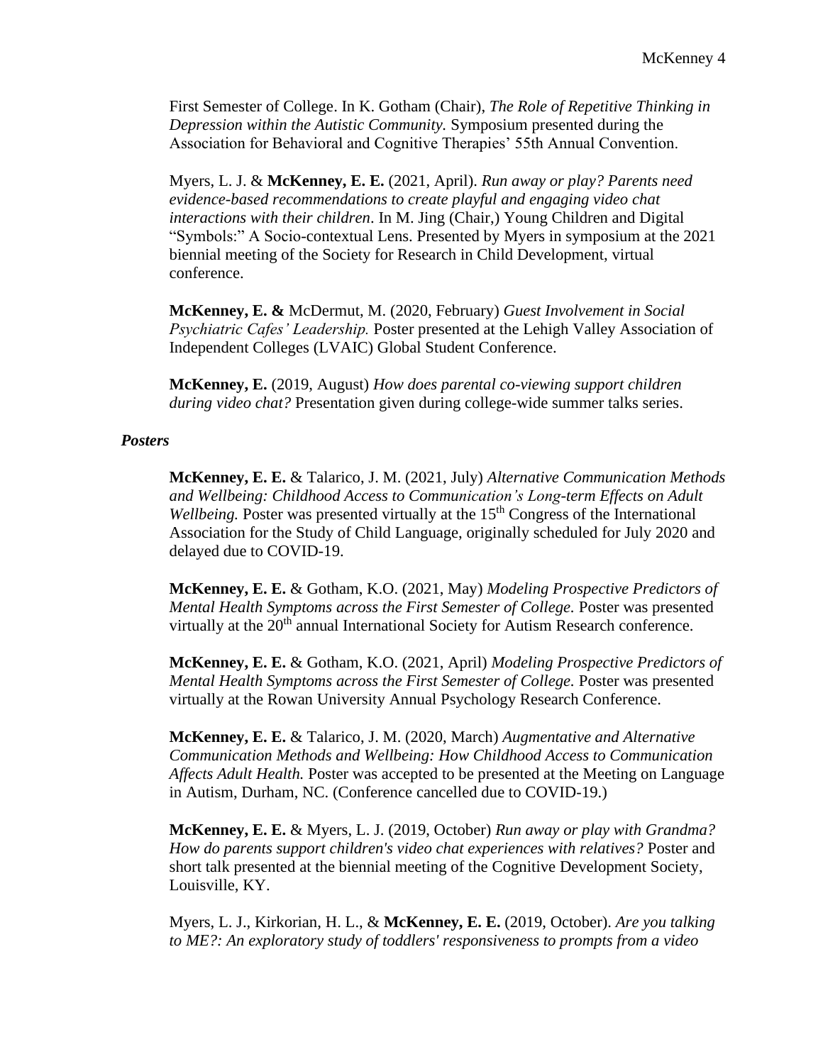First Semester of College. In K. Gotham (Chair), *The Role of Repetitive Thinking in Depression within the Autistic Community.* Symposium presented during the Association for Behavioral and Cognitive Therapies' 55th Annual Convention.

Myers, L. J. & **McKenney, E. E.** (2021, April). *Run away or play? Parents need evidence-based recommendations to create playful and engaging video chat interactions with their children*. In M. Jing (Chair,) Young Children and Digital "Symbols:" A Socio-contextual Lens. Presented by Myers in symposium at the 2021 biennial meeting of the Society for Research in Child Development, virtual conference.

**McKenney, E. &** McDermut, M. (2020, February) *Guest Involvement in Social Psychiatric Cafes' Leadership.* Poster presented at the Lehigh Valley Association of Independent Colleges (LVAIC) Global Student Conference.

**McKenney, E.** (2019, August) *How does parental co-viewing support children during video chat?* Presentation given during college-wide summer talks series.

### *Posters*

**McKenney, E. E.** & Talarico, J. M. (2021, July) *Alternative Communication Methods and Wellbeing: Childhood Access to Communication's Long-term Effects on Adult Wellbeing.* Poster was presented virtually at the 15th Congress of the International Association for the Study of Child Language, originally scheduled for July 2020 and delayed due to COVID-19.

**McKenney, E. E.** & Gotham, K.O. (2021, May) *Modeling Prospective Predictors of Mental Health Symptoms across the First Semester of College.* Poster was presented virtually at the 20th annual International Society for Autism Research conference.

**McKenney, E. E.** & Gotham, K.O. (2021, April) *Modeling Prospective Predictors of Mental Health Symptoms across the First Semester of College.* Poster was presented virtually at the Rowan University Annual Psychology Research Conference.

**McKenney, E. E.** & Talarico, J. M. (2020, March) *Augmentative and Alternative Communication Methods and Wellbeing: How Childhood Access to Communication Affects Adult Health.* Poster was accepted to be presented at the Meeting on Language in Autism, Durham, NC. (Conference cancelled due to COVID-19.)

**McKenney, E. E.** & Myers, L. J. (2019, October) *Run away or play with Grandma? How do parents support children's video chat experiences with relatives?* Poster and short talk presented at the biennial meeting of the Cognitive Development Society, Louisville, KY.

Myers, L. J., Kirkorian, H. L., & **McKenney, E. E.** (2019, October). *Are you talking to ME?: An exploratory study of toddlers' responsiveness to prompts from a video*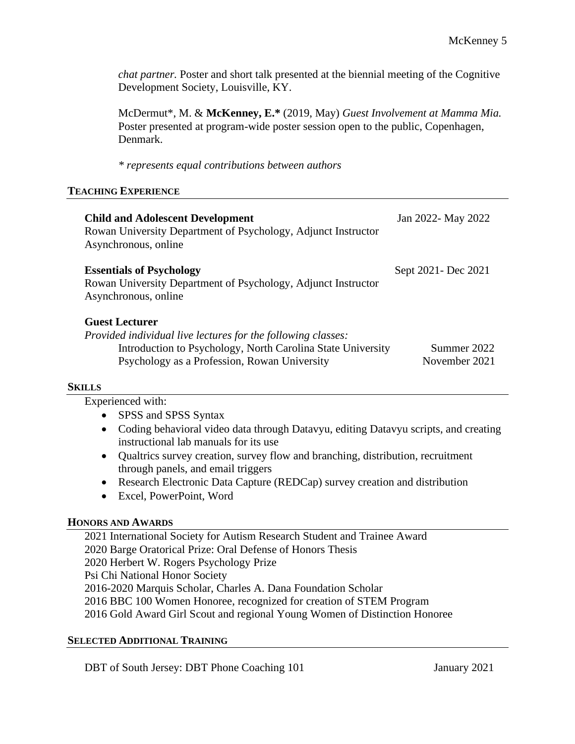*chat partner.* Poster and short talk presented at the biennial meeting of the Cognitive Development Society, Louisville, KY.

McDermut*, M. & **McKenney, E.*** (2019, May) *Guest Involvement at Mamma Mia.* Poster presented at program-wide poster session open to the public, Copenhagen, Denmark.

*\* represents equal contributions between authors*

## TEACHING EXPERIENCE

**Child and Adolescent Development** — Jan 2022- May 2022
Rowan University Department of Psychology, Adjunct Instructor
Asynchronous, online

**Essentials of Psychology** — Sept 2021- Dec 2021
Rowan University Department of Psychology, Adjunct Instructor
Asynchronous, online

**Guest Lecturer**
*Provided individual live lectures for the following classes:*
- Introduction to Psychology, North Carolina State University — Summer 2022
- Psychology as a Profession, Rowan University — November 2021

## SKILLS

Experienced with:

- SPSS and SPSS Syntax
- Coding behavioral video data through Datavyu, editing Datavyu scripts, and creating instructional lab manuals for its use
- Qualtrics survey creation, survey flow and branching, distribution, recruitment through panels, and email triggers
- Research Electronic Data Capture (REDCap) survey creation and distribution
- Excel, PowerPoint, Word

## HONORS AND AWARDS

2021 International Society for Autism Research Student and Trainee Award
2020 Barge Oratorical Prize: Oral Defense of Honors Thesis
2020 Herbert W. Rogers Psychology Prize
Psi Chi National Honor Society
2016-2020 Marquis Scholar, Charles A. Dana Foundation Scholar
2016 BBC 100 Women Honoree, recognized for creation of STEM Program
2016 Gold Award Girl Scout and regional Young Women of Distinction Honoree

## SELECTED ADDITIONAL TRAINING

DBT of South Jersey: DBT Phone Coaching 101 — January 2021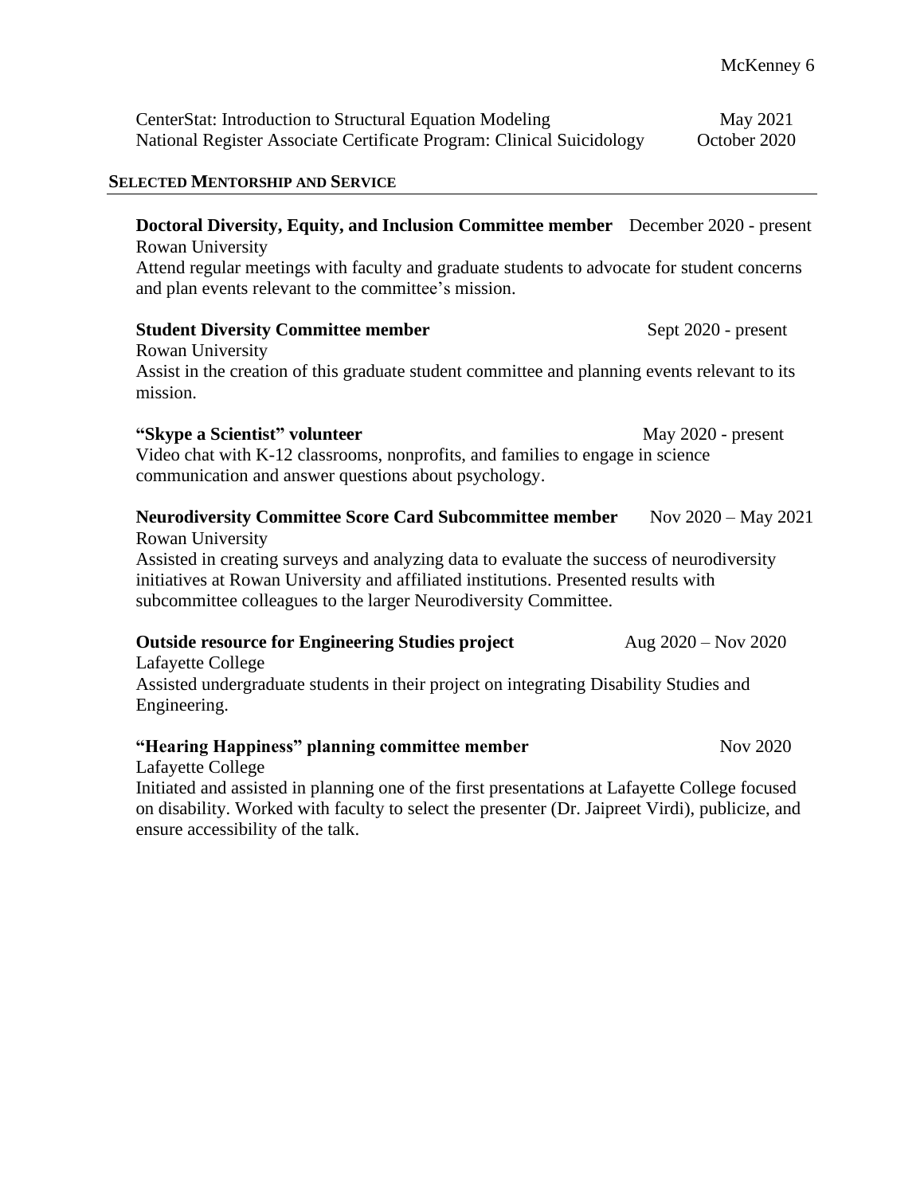CenterStat: Introduction to Structural Equation Modeling May 2021
National Register Associate Certificate Program: Clinical Suicidology October 2020

## SELECTED MENTORSHIP AND SERVICE

**Doctoral Diversity, Equity, and Inclusion Committee member** December 2020 - present
Rowan University
Attend regular meetings with faculty and graduate students to advocate for student concerns and plan events relevant to the committee's mission.

**Student Diversity Committee member** Sept 2020 - present
Rowan University
Assist in the creation of this graduate student committee and planning events relevant to its mission.

**"Skype a Scientist" volunteer** May 2020 - present
Video chat with K-12 classrooms, nonprofits, and families to engage in science communication and answer questions about psychology.

**Neurodiversity Committee Score Card Subcommittee member** Nov 2020 – May 2021
Rowan University
Assisted in creating surveys and analyzing data to evaluate the success of neurodiversity initiatives at Rowan University and affiliated institutions. Presented results with subcommittee colleagues to the larger Neurodiversity Committee.

**Outside resource for Engineering Studies project** Aug 2020 – Nov 2020
Lafayette College
Assisted undergraduate students in their project on integrating Disability Studies and Engineering.

**"Hearing Happiness" planning committee member** Nov 2020
Lafayette College
Initiated and assisted in planning one of the first presentations at Lafayette College focused on disability. Worked with faculty to select the presenter (Dr. Jaipreet Virdi), publicize, and ensure accessibility of the talk.